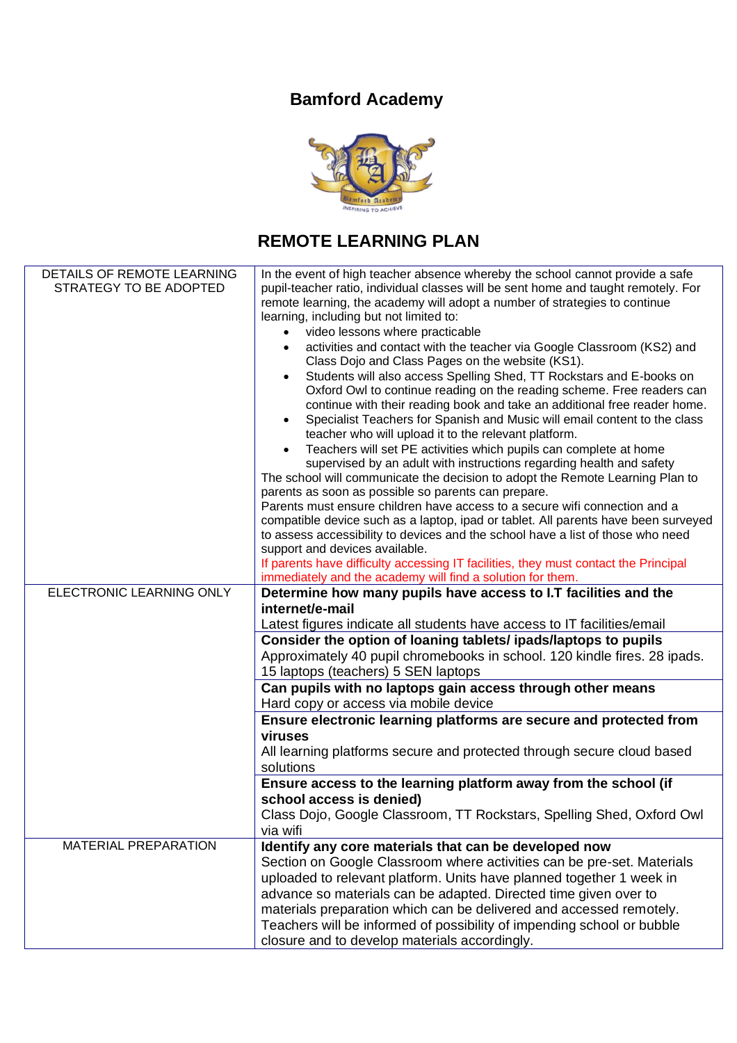# Bamford Academy

## REMOTE LEARNING PLAN

| | |
|---|---|
| DETAILS OF REMOTE LEARNING STRATEGY TO BE ADOPTED | In the event of high teacher absence whereby the school cannot provide a safe pupil-teacher ratio, individual classes will be sent home and taught remotely. For remote learning, the academy will adopt a number of strategies to continue learning, including but not limited to:<br>• video lessons where practicable<br>• activities and contact with the teacher via Google Classroom (KS2) and Class Dojo and Class Pages on the website (KS1).<br>• Students will also access Spelling Shed, TT Rockstars and E-books on Oxford Owl to continue reading on the reading scheme. Free readers can continue with their reading book and take an additional free reader home.<br>• Specialist Teachers for Spanish and Music will email content to the class teacher who will upload it to the relevant platform.<br>• Teachers will set PE activities which pupils can complete at home supervised by an adult with instructions regarding health and safety<br>The school will communicate the decision to adopt the Remote Learning Plan to parents as soon as possible so parents can prepare.<br>Parents must ensure children have access to a secure wifi connection and a compatible device such as a laptop, ipad or tablet. All parents have been surveyed to assess accessibility to devices and the school have a list of those who need support and devices available.<br>If parents have difficulty accessing IT facilities, they must contact the Principal immediately and the academy will find a solution for them. |
| ELECTRONIC LEARNING ONLY | **Determine how many pupils have access to I.T facilities and the internet/e-mail**<br>Latest figures indicate all students have access to IT facilities/email |
| | **Consider the option of loaning tablets/ ipads/laptops to pupils**<br>Approximately 40 pupil chromebooks in school. 120 kindle fires. 28 ipads. 15 laptops (teachers) 5 SEN laptops |
| | **Can pupils with no laptops gain access through other means**<br>Hard copy or access via mobile device |
| | **Ensure electronic learning platforms are secure and protected from viruses**<br>All learning platforms secure and protected through secure cloud based solutions |
| | **Ensure access to the learning platform away from the school (if school access is denied)**<br>Class Dojo, Google Classroom, TT Rockstars, Spelling Shed, Oxford Owl via wifi |
| MATERIAL PREPARATION | **Identify any core materials that can be developed now**<br>Section on Google Classroom where activities can be pre-set. Materials uploaded to relevant platform. Units have planned together 1 week in advance so materials can be adapted. Directed time given over to materials preparation which can be delivered and accessed remotely. Teachers will be informed of possibility of impending school or bubble closure and to develop materials accordingly. |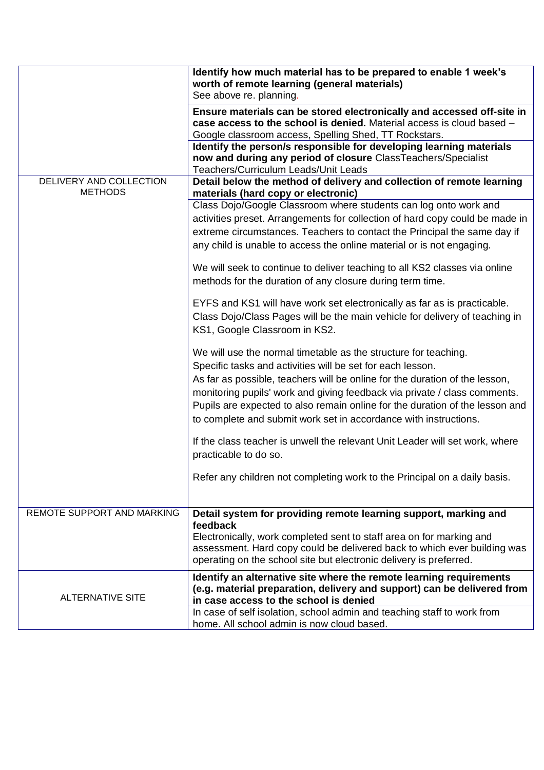| | |
|---|---|
| | **Identify how much material has to be prepared to enable 1 week's worth of remote learning (general materials)**<br>See above re. planning. |
| | **Ensure materials can be stored electronically and accessed off-site in case access to the school is denied.** Material access is cloud based – Google classroom access, Spelling Shed, TT Rockstars. |
| | **Identify the person/s responsible for developing learning materials now and during any period of closure** ClassTeachers/Specialist Teachers/Curriculum Leads/Unit Leads |
| DELIVERY AND COLLECTION METHODS | **Detail below the method of delivery and collection of remote learning materials (hard copy or electronic)**<br>Class Dojo/Google Classroom where students can log onto work and activities preset. Arrangements for collection of hard copy could be made in extreme circumstances. Teachers to contact the Principal the same day if any child is unable to access the online material or is not engaging.<br><br>We will seek to continue to deliver teaching to all KS2 classes via online methods for the duration of any closure during term time.<br><br>EYFS and KS1 will have work set electronically as far as is practicable. Class Dojo/Class Pages will be the main vehicle for delivery of teaching in KS1, Google Classroom in KS2.<br><br>We will use the normal timetable as the structure for teaching.<br>Specific tasks and activities will be set for each lesson.<br>As far as possible, teachers will be online for the duration of the lesson, monitoring pupils' work and giving feedback via private / class comments. Pupils are expected to also remain online for the duration of the lesson and to complete and submit work set in accordance with instructions.<br><br>If the class teacher is unwell the relevant Unit Leader will set work, where practicable to do so.<br><br>Refer any children not completing work to the Principal on a daily basis. |
| REMOTE SUPPORT AND MARKING | **Detail system for providing remote learning support, marking and feedback**<br>Electronically, work completed sent to staff area on for marking and assessment. Hard copy could be delivered back to which ever building was operating on the school site but electronic delivery is preferred. |
| ALTERNATIVE SITE | **Identify an alternative site where the remote learning requirements (e.g. material preparation, delivery and support) can be delivered from in case access to the school is denied**<br>In case of self isolation, school admin and teaching staff to work from home. All school admin is now cloud based. |